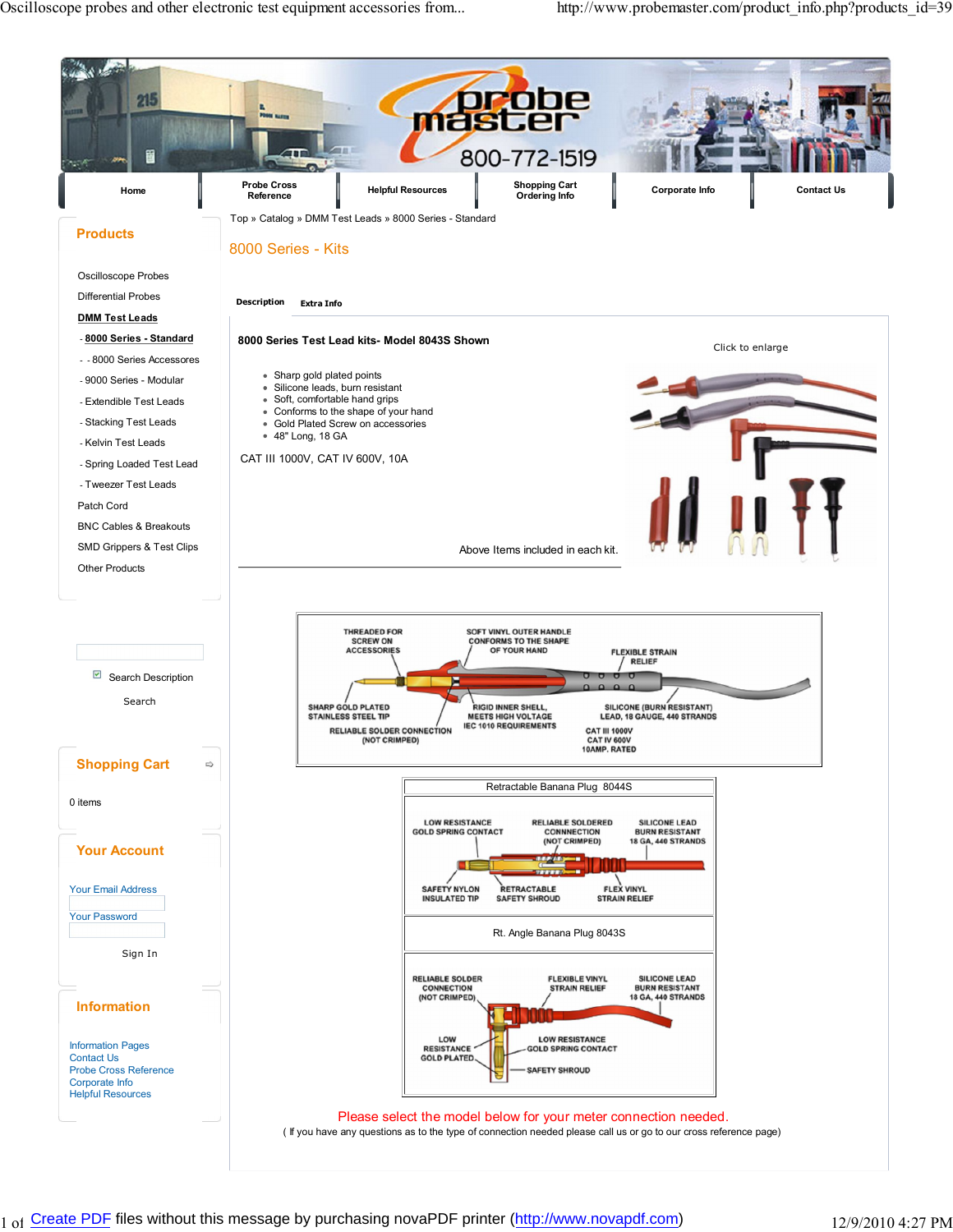Home | Probe Cross Reference | Helpful Resources | Shopping Cart Ordering Info | Corporate Info | Contact Us

## Products

- Oscilloscope Probes
- Differential Probes
- **DMM Test Leads**
  - **8000 Series - Standard**
  - - 8000 Series Accessories
  - 9000 Series - Modular
  - Extendible Test Leads
  - Stacking Test Leads
  - Kelvin Test Leads
  - Spring Loaded Test Lead
  - Tweezer Test Leads
- Patch Cord
- BNC Cables & Breakouts
- SMD Grippers & Test Clips
- Other Products

Search Description

Search

## Shopping Cart

0 items

## Your Account

Your Email Address

Your Password

Sign In

## Information

- Information Pages
- Contact Us
- Probe Cross Reference
- Corporate Info
- Helpful Resources

Top » Catalog » DMM Test Leads » 8000 Series - Standard

# 8000 Series - Kits

Description | Extra Info

**8000 Series Test Lead kits- Model 8043S Shown**

Click to enlarge

- Sharp gold plated points
- Silicone leads, burn resistant
- Soft, comfortable hand grips
- Conforms to the shape of your hand
- Gold Plated Screw on accessories
- 48" Long, 18 GA

CAT III 1000V, CAT IV 600V, 10A

Above Items included in each kit.

THREADED FOR SCREW ON ACCESSORIES · SOFT VINYL OUTER HANDLE CONFORMS TO THE SHAPE OF YOUR HAND · FLEXIBLE STRAIN RELIEF · SHARP GOLD PLATED STAINLESS STEEL TIP · RELIABLE SOLDER CONNECTION (NOT CRIMPED) · RIGID INNER SHELL, MEETS HIGH VOLTAGE IEC 1010 REQUIREMENTS · SILICONE (BURN RESISTANT) LEAD, 18 GAUGE, 440 STRANDS · CAT III 1000V CAT IV 600V 10AMP. RATED

Retractable Banana Plug 8044S

LOW RESISTANCE GOLD SPRING CONTACT · RELIABLE SOLDERED CONNECTION (NOT CRIMPED) · SILICONE LEAD BURN RESISTANT 18 GA, 440 STRANDS · SAFETY NYLON INSULATED TIP · RETRACTABLE SAFETY SHROUD · FLEX VINYL STRAIN RELIEF

Rt. Angle Banana Plug 8043S

RELIABLE SOLDER CONNECTION (NOT CRIMPED) · FLEXIBLE VINYL STRAIN RELIEF · SILICONE LEAD BURN RESISTANT 18 GA, 440 STRANDS · LOW RESISTANCE GOLD PLATED · LOW RESISTANCE GOLD SPRING CONTACT · SAFETY SHROUD

Please select the model below for your meter connection needed.

( If you have any questions as to the type of connection needed please call us or go to our cross reference page)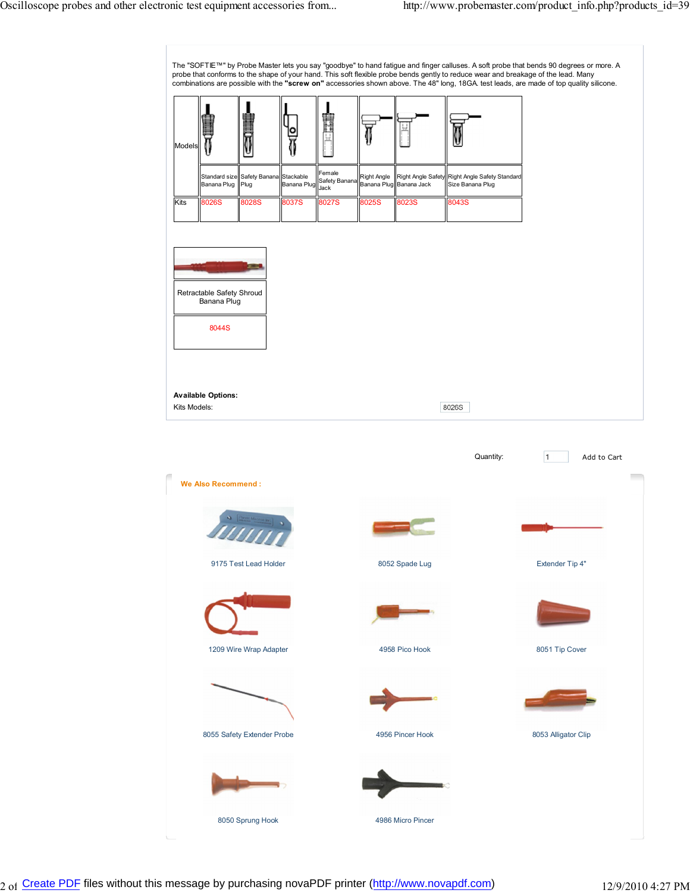The "SOFTIE™" by Probe Master lets you say "goodbye" to hand fatigue and finger calluses. A soft probe that bends 90 degrees or more. A probe that conforms to the shape of your hand. This soft flexible probe bends gently to reduce wear and breakage of the lead. Many combinations are possible with the **"screw on"** accessories shown above. The 48" long, 18GA. test leads, are made of top quality silicone.

| Models | Standard size Banana Plug | Safety Banana Plug | Stackable Banana Plug | Female Safety Banana Jack | Right Angle Banana Plug | Right Angle Safety Banana Jack | Right Angle Safety Standard Size Banana Plug |
|---|---|---|---|---|---|---|---|
| Kits | 8026S | 8028S | 8037S | 8027S | 8025S | 8023S | 8043S |

| |
|---|
| Retractable Safety Shroud Banana Plug |
| 8044S |

**Available Options:**

Kits Models: 8026S

Quantity: 1 Add to Cart

**We Also Recommend :**

9175 Test Lead Holder

8052 Spade Lug

Extender Tip 4"

1209 Wire Wrap Adapter

4958 Pico Hook

8051 Tip Cover

8055 Safety Extender Probe

4956 Pincer Hook

8053 Alligator Clip

8050 Sprung Hook

4986 Micro Pincer